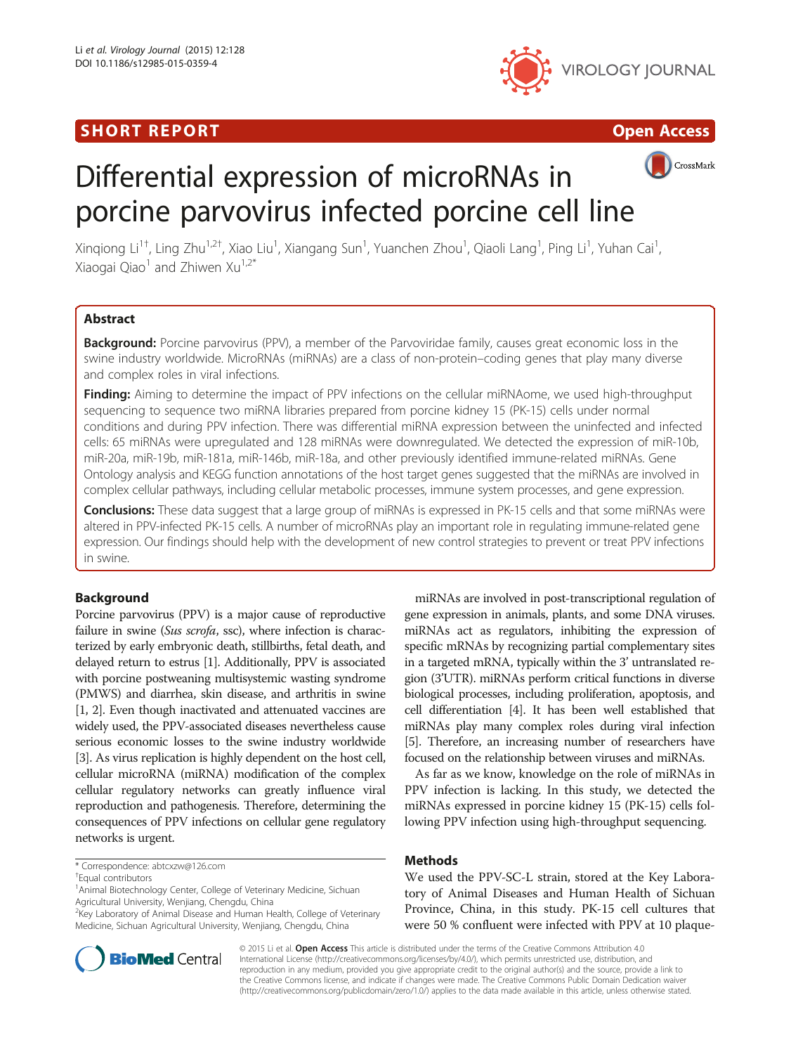SHORT REPORT Open Access

# Differential expression of microRNAs in porcine parvovirus infected porcine cell line

Xinqiong Li[1†], Ling Zhu[1,2†], Xiao Liu[1], Xiangang Sun[1], Yuanchen Zhou[1], Qiaoli Lang[1], Ping Li[1], Yuhan Cai[1], Xiaogai Qiao[1] and Zhiwen Xu[1,2*]

## Abstract

**Background:** Porcine parvovirus (PPV), a member of the Parvoviridae family, causes great economic loss in the swine industry worldwide. MicroRNAs (miRNAs) are a class of non-protein–coding genes that play many diverse and complex roles in viral infections.

**Finding:** Aiming to determine the impact of PPV infections on the cellular miRNAome, we used high-throughput sequencing to sequence two miRNA libraries prepared from porcine kidney 15 (PK-15) cells under normal conditions and during PPV infection. There was differential miRNA expression between the uninfected and infected cells: 65 miRNAs were upregulated and 128 miRNAs were downregulated. We detected the expression of miR-10b, miR-20a, miR-19b, miR-181a, miR-146b, miR-18a, and other previously identified immune-related miRNAs. Gene Ontology analysis and KEGG function annotations of the host target genes suggested that the miRNAs are involved in complex cellular pathways, including cellular metabolic processes, immune system processes, and gene expression.

**Conclusions:** These data suggest that a large group of miRNAs is expressed in PK-15 cells and that some miRNAs were altered in PPV-infected PK-15 cells. A number of microRNAs play an important role in regulating immune-related gene expression. Our findings should help with the development of new control strategies to prevent or treat PPV infections in swine.

## Background

Porcine parvovirus (PPV) is a major cause of reproductive failure in swine (*Sus scrofa*, ssc), where infection is characterized by early embryonic death, stillbirths, fetal death, and delayed return to estrus [1]. Additionally, PPV is associated with porcine postweaning multisystemic wasting syndrome (PMWS) and diarrhea, skin disease, and arthritis in swine [1, 2]. Even though inactivated and attenuated vaccines are widely used, the PPV-associated diseases nevertheless cause serious economic losses to the swine industry worldwide [3]. As virus replication is highly dependent on the host cell, cellular microRNA (miRNA) modification of the complex cellular regulatory networks can greatly influence viral reproduction and pathogenesis. Therefore, determining the consequences of PPV infections on cellular gene regulatory networks is urgent.

miRNAs are involved in post-transcriptional regulation of gene expression in animals, plants, and some DNA viruses. miRNAs act as regulators, inhibiting the expression of specific mRNAs by recognizing partial complementary sites in a targeted mRNA, typically within the 3' untranslated region (3'UTR). miRNAs perform critical functions in diverse biological processes, including proliferation, apoptosis, and cell differentiation [4]. It has been well established that miRNAs play many complex roles during viral infection [5]. Therefore, an increasing number of researchers have focused on the relationship between viruses and miRNAs.

As far as we know, knowledge on the role of miRNAs in PPV infection is lacking. In this study, we detected the miRNAs expressed in porcine kidney 15 (PK-15) cells following PPV infection using high-throughput sequencing.

## Methods

We used the PPV-SC-L strain, stored at the Key Laboratory of Animal Diseases and Human Health of Sichuan Province, China, in this study. PK-15 cell cultures that were 50 % confluent were infected with PPV at 10 plaque-

\* Correspondence: abtcxzw@126.com

†Equal contributors

[1]Animal Biotechnology Center, College of Veterinary Medicine, Sichuan Agricultural University, Wenjiang, Chengdu, China

[2]Key Laboratory of Animal Disease and Human Health, College of Veterinary Medicine, Sichuan Agricultural University, Wenjiang, Chengdu, China

© 2015 Li et al. **Open Access** This article is distributed under the terms of the Creative Commons Attribution 4.0 International License (http://creativecommons.org/licenses/by/4.0/), which permits unrestricted use, distribution, and reproduction in any medium, provided you give appropriate credit to the original author(s) and the source, provide a link to the Creative Commons license, and indicate if changes were made. The Creative Commons Public Domain Dedication waiver (http://creativecommons.org/publicdomain/zero/1.0/) applies to the data made available in this article, unless otherwise stated.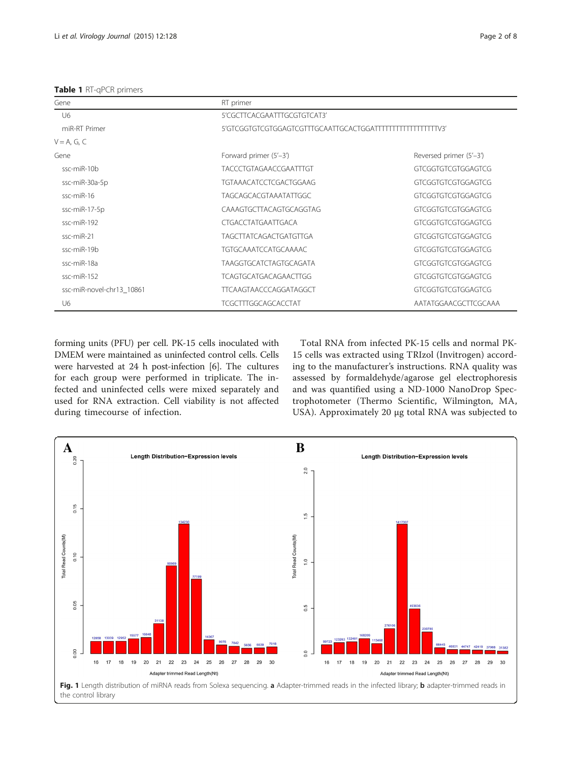**Table 1** RT-qPCR primers

| Gene | RT primer | |
|---|---|---|
| U6 | 5'CGCTTCACGAATTTGCGTGTCAT3' | |
| miR-RT Primer | 5'GTCGGTGTCGTGGAGTCGTTTGCAATTGCACTGGATTTTTTTTTTTTTTTTTTTV3' | |
| V = A, G, C | | |
| Gene | Forward primer (5'–3') | Reversed primer (5'–3') |
| ssc-miR-10b | TACCCTGTAGAACCGAATTTGT | GTCGGTGTCGTGGAGTCG |
| ssc-miR-30a-5p | TGTAAACATCCTCGACTGGAAG | GTCGGTGTCGTGGAGTCG |
| ssc-miR-16 | TAGCAGCACGTAAATATTGGC | GTCGGTGTCGTGGAGTCG |
| ssc-miR-17-5p | CAAAGTGCTTACAGTGCAGGTAG | GTCGGTGTCGTGGAGTCG |
| ssc-miR-192 | CTGACCTATGAATTGACA | GTCGGTGTCGTGGAGTCG |
| ssc-miR-21 | TAGCTTATCAGACTGATGTTGA | GTCGGTGTCGTGGAGTCG |
| ssc-miR-19b | TGTGCAAATCCATGCAAAAC | GTCGGTGTCGTGGAGTCG |
| ssc-miR-18a | TAAGGTGCATCTAGTGCAGATA | GTCGGTGTCGTGGAGTCG |
| ssc-miR-152 | TCAGTGCATGACAGAACTTGG | GTCGGTGTCGTGGAGTCG |
| ssc-miR-novel-chr13_10861 | TTCAAGTAACCCAGGATAGGCT | GTCGGTGTCGTGGAGTCG |
| U6 | TCGCTTTGGCAGCACCTAT | AATATGGAACGCTTCGCAAA |

forming units (PFU) per cell. PK-15 cells inoculated with DMEM were maintained as uninfected control cells. Cells were harvested at 24 h post-infection [6]. The cultures for each group were performed in triplicate. The infected and uninfected cells were mixed separately and used for RNA extraction. Cell viability is not affected during timecourse of infection.

Total RNA from infected PK-15 cells and normal PK-15 cells was extracted using TRIzol (Invitrogen) according to the manufacturer's instructions. RNA quality was assessed by formaldehyde/agarose gel electrophoresis and was quantified using a ND-1000 NanoDrop Spectrophotometer (Thermo Scientific, Wilmington, MA, USA). Approximately 20 μg total RNA was subjected to

**Fig. 1** Length distribution of miRNA reads from Solexa sequencing. **a** Adapter-trimmed reads in the infected library; **b** adapter-trimmed reads in the control library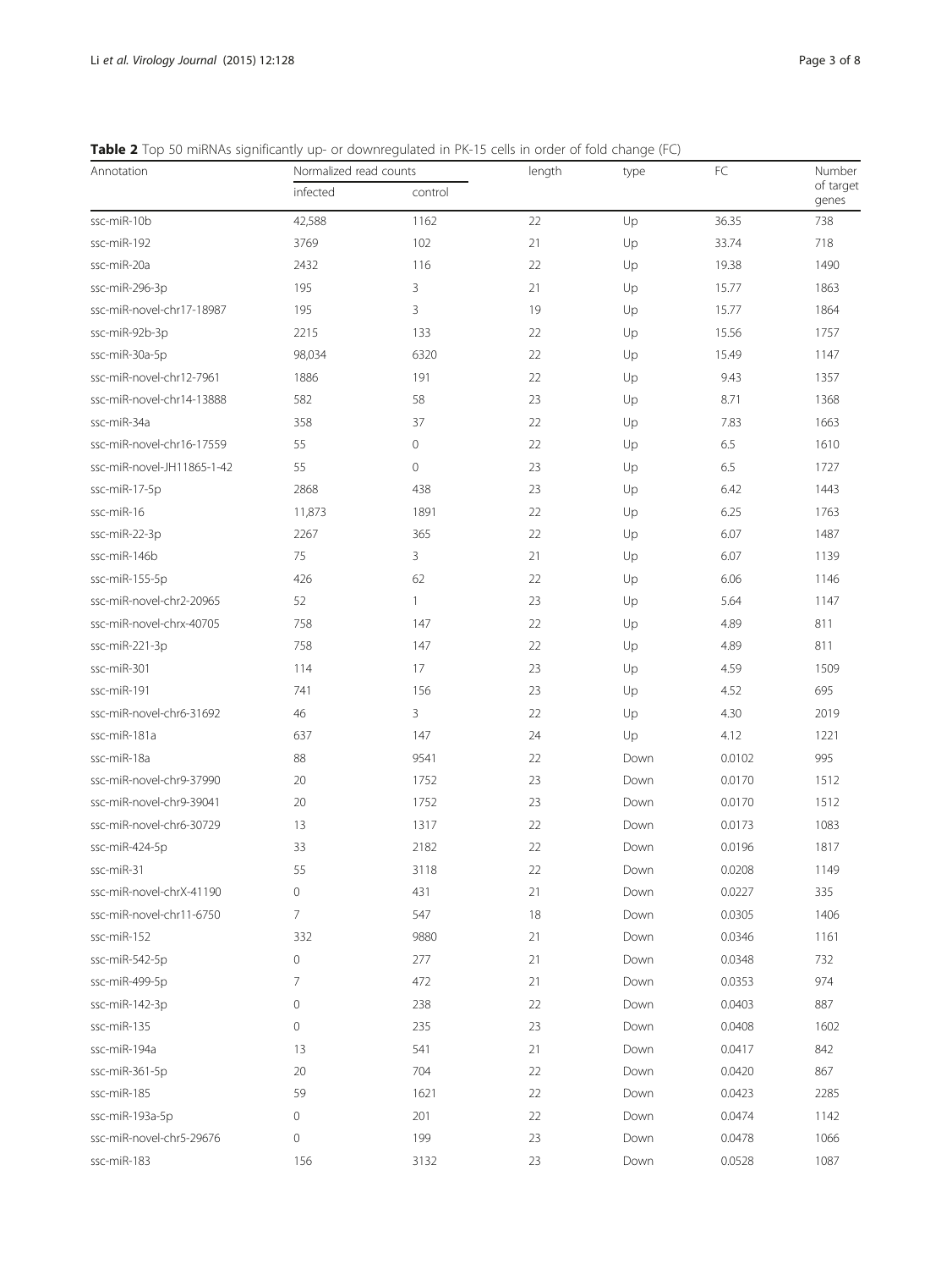**Table 2** Top 50 miRNAs significantly up- or downregulated in PK-15 cells in order of fold change (FC)

| Annotation | Normalized read counts | | length | type | FC | Number of target genes |
|---|---|---|---|---|---|---|
| | infected | control | | | | |
| ssc-miR-10b | 42,588 | 1162 | 22 | Up | 36.35 | 738 |
| ssc-miR-192 | 3769 | 102 | 21 | Up | 33.74 | 718 |
| ssc-miR-20a | 2432 | 116 | 22 | Up | 19.38 | 1490 |
| ssc-miR-296-3p | 195 | 3 | 21 | Up | 15.77 | 1863 |
| ssc-miR-novel-chr17-18987 | 195 | 3 | 19 | Up | 15.77 | 1864 |
| ssc-miR-92b-3p | 2215 | 133 | 22 | Up | 15.56 | 1757 |
| ssc-miR-30a-5p | 98,034 | 6320 | 22 | Up | 15.49 | 1147 |
| ssc-miR-novel-chr12-7961 | 1886 | 191 | 22 | Up | 9.43 | 1357 |
| ssc-miR-novel-chr14-13888 | 582 | 58 | 23 | Up | 8.71 | 1368 |
| ssc-miR-34a | 358 | 37 | 22 | Up | 7.83 | 1663 |
| ssc-miR-novel-chr16-17559 | 55 | 0 | 22 | Up | 6.5 | 1610 |
| ssc-miR-novel-JH11865-1-42 | 55 | 0 | 23 | Up | 6.5 | 1727 |
| ssc-miR-17-5p | 2868 | 438 | 23 | Up | 6.42 | 1443 |
| ssc-miR-16 | 11,873 | 1891 | 22 | Up | 6.25 | 1763 |
| ssc-miR-22-3p | 2267 | 365 | 22 | Up | 6.07 | 1487 |
| ssc-miR-146b | 75 | 3 | 21 | Up | 6.07 | 1139 |
| ssc-miR-155-5p | 426 | 62 | 22 | Up | 6.06 | 1146 |
| ssc-miR-novel-chr2-20965 | 52 | 1 | 23 | Up | 5.64 | 1147 |
| ssc-miR-novel-chrx-40705 | 758 | 147 | 22 | Up | 4.89 | 811 |
| ssc-miR-221-3p | 758 | 147 | 22 | Up | 4.89 | 811 |
| ssc-miR-301 | 114 | 17 | 23 | Up | 4.59 | 1509 |
| ssc-miR-191 | 741 | 156 | 23 | Up | 4.52 | 695 |
| ssc-miR-novel-chr6-31692 | 46 | 3 | 22 | Up | 4.30 | 2019 |
| ssc-miR-181a | 637 | 147 | 24 | Up | 4.12 | 1221 |
| ssc-miR-18a | 88 | 9541 | 22 | Down | 0.0102 | 995 |
| ssc-miR-novel-chr9-37990 | 20 | 1752 | 23 | Down | 0.0170 | 1512 |
| ssc-miR-novel-chr9-39041 | 20 | 1752 | 23 | Down | 0.0170 | 1512 |
| ssc-miR-novel-chr6-30729 | 13 | 1317 | 22 | Down | 0.0173 | 1083 |
| ssc-miR-424-5p | 33 | 2182 | 22 | Down | 0.0196 | 1817 |
| ssc-miR-31 | 55 | 3118 | 22 | Down | 0.0208 | 1149 |
| ssc-miR-novel-chrX-41190 | 0 | 431 | 21 | Down | 0.0227 | 335 |
| ssc-miR-novel-chr11-6750 | 7 | 547 | 18 | Down | 0.0305 | 1406 |
| ssc-miR-152 | 332 | 9880 | 21 | Down | 0.0346 | 1161 |
| ssc-miR-542-5p | 0 | 277 | 21 | Down | 0.0348 | 732 |
| ssc-miR-499-5p | 7 | 472 | 21 | Down | 0.0353 | 974 |
| ssc-miR-142-3p | 0 | 238 | 22 | Down | 0.0403 | 887 |
| ssc-miR-135 | 0 | 235 | 23 | Down | 0.0408 | 1602 |
| ssc-miR-194a | 13 | 541 | 21 | Down | 0.0417 | 842 |
| ssc-miR-361-5p | 20 | 704 | 22 | Down | 0.0420 | 867 |
| ssc-miR-185 | 59 | 1621 | 22 | Down | 0.0423 | 2285 |
| ssc-miR-193a-5p | 0 | 201 | 22 | Down | 0.0474 | 1142 |
| ssc-miR-novel-chr5-29676 | 0 | 199 | 23 | Down | 0.0478 | 1066 |
| ssc-miR-183 | 156 | 3132 | 23 | Down | 0.0528 | 1087 |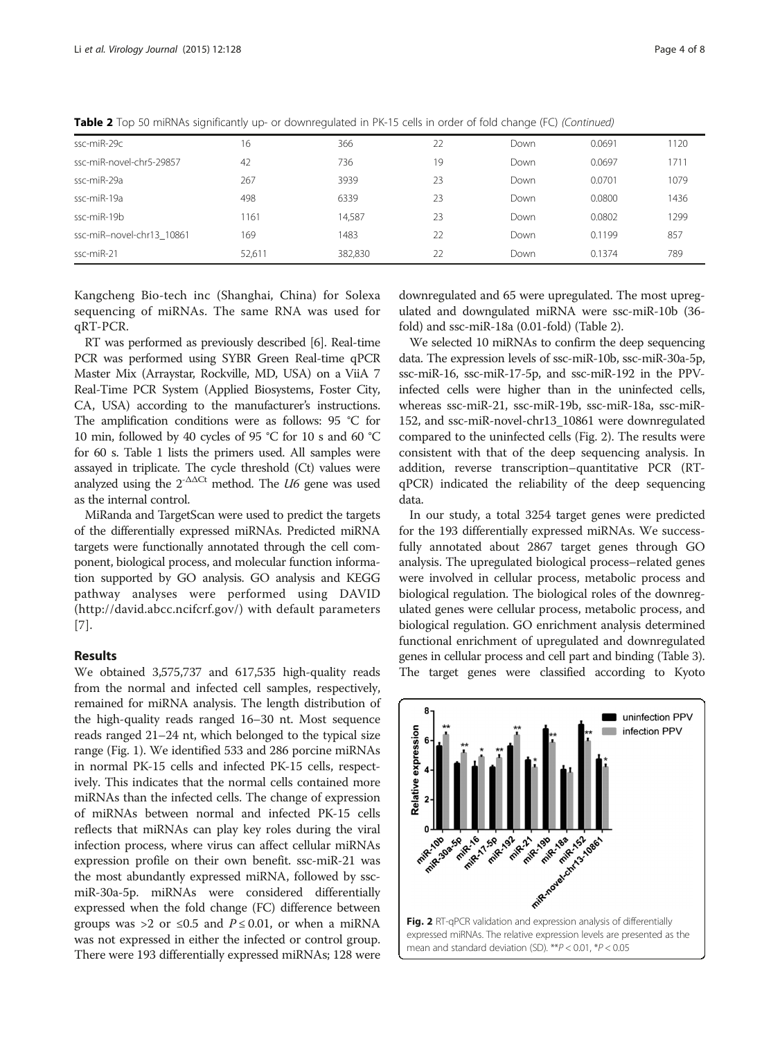**Table 2** Top 50 miRNAs significantly up- or downregulated in PK-15 cells in order of fold change (FC) *(Continued)*

| | | | | | | |
|---|---|---|---|---|---|---|
| ssc-miR-29c | 16 | 366 | 22 | Down | 0.0691 | 1120 |
| ssc-miR-novel-chr5-29857 | 42 | 736 | 19 | Down | 0.0697 | 1711 |
| ssc-miR-29a | 267 | 3939 | 23 | Down | 0.0701 | 1079 |
| ssc-miR-19a | 498 | 6339 | 23 | Down | 0.0800 | 1436 |
| ssc-miR-19b | 1161 | 14,587 | 23 | Down | 0.0802 | 1299 |
| ssc-miR–novel-chr13_10861 | 169 | 1483 | 22 | Down | 0.1199 | 857 |
| ssc-miR-21 | 52,611 | 382,830 | 22 | Down | 0.1374 | 789 |

Kangcheng Bio-tech inc (Shanghai, China) for Solexa sequencing of miRNAs. The same RNA was used for qRT-PCR.

RT was performed as previously described [6]. Real-time PCR was performed using SYBR Green Real-time qPCR Master Mix (Arraystar, Rockville, MD, USA) on a ViiA 7 Real-Time PCR System (Applied Biosystems, Foster City, CA, USA) according to the manufacturer's instructions. The amplification conditions were as follows: 95 °C for 10 min, followed by 40 cycles of 95 °C for 10 s and 60 °C for 60 s. Table 1 lists the primers used. All samples were assayed in triplicate. The cycle threshold (Ct) values were analyzed using the $2^{-\Delta\Delta Ct}$ method. The *U6* gene was used as the internal control.

MiRanda and TargetScan were used to predict the targets of the differentially expressed miRNAs. Predicted miRNA targets were functionally annotated through the cell component, biological process, and molecular function information supported by GO analysis. GO analysis and KEGG pathway analyses were performed using DAVID (http://david.abcc.ncifcrf.gov/) with default parameters [7].

## Results

We obtained 3,575,737 and 617,535 high-quality reads from the normal and infected cell samples, respectively, remained for miRNA analysis. The length distribution of the high-quality reads ranged 16–30 nt. Most sequence reads ranged 21–24 nt, which belonged to the typical size range (Fig. 1). We identified 533 and 286 porcine miRNAs in normal PK-15 cells and infected PK-15 cells, respectively. This indicates that the normal cells contained more miRNAs than the infected cells. The change of expression of miRNAs between normal and infected PK-15 cells reflects that miRNAs can play key roles during the viral infection process, where virus can affect cellular miRNAs expression profile on their own benefit. ssc-miR-21 was the most abundantly expressed miRNA, followed by ssc-miR-30a-5p. miRNAs were considered differentially expressed when the fold change (FC) difference between groups was >2 or ≤0.5 and $P \leq 0.01$, or when a miRNA was not expressed in either the infected or control group. There were 193 differentially expressed miRNAs; 128 were downregulated and 65 were upregulated. The most upregulated and downgulated miRNA were ssc-miR-10b (36-fold) and ssc-miR-18a (0.01-fold) (Table 2).

We selected 10 miRNAs to confirm the deep sequencing data. The expression levels of ssc-miR-10b, ssc-miR-30a-5p, ssc-miR-16, ssc-miR-17-5p, and ssc-miR-192 in the PPV-infected cells were higher than in the uninfected cells, whereas ssc-miR-21, ssc-miR-19b, ssc-miR-18a, ssc-miR-152, and ssc-miR-novel-chr13_10861 were downregulated compared to the uninfected cells (Fig. 2). The results were consistent with that of the deep sequencing analysis. In addition, reverse transcription–quantitative PCR (RT-qPCR) indicated the reliability of the deep sequencing data.

In our study, a total 3254 target genes were predicted for the 193 differentially expressed miRNAs. We successfully annotated about 2867 target genes through GO analysis. The upregulated biological process–related genes were involved in cellular process, metabolic process and biological regulation. The biological roles of the downregulated genes were cellular process, metabolic process, and biological regulation. GO enrichment analysis determined functional enrichment of upregulated and downregulated genes in cellular process and cell part and binding (Table 3). The target genes were classified according to Kyoto

**Fig. 2** RT-qPCR validation and expression analysis of differentially expressed miRNAs. The relative expression levels are presented as the mean and standard deviation (SD). $^{**}P < 0.01$, $^{*}P < 0.05$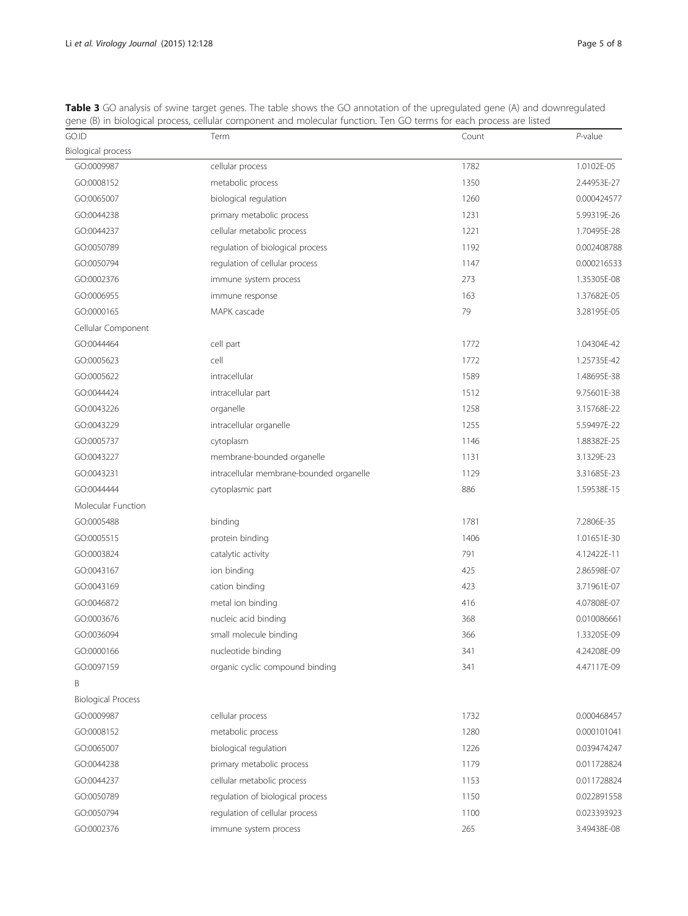**Table 3** GO analysis of swine target genes. The table shows the GO annotation of the upregulated gene (A) and downregulated gene (B) in biological process, cellular component and molecular function. Ten GO terms for each process are listed

| GO.ID | Term | Count | *P*-value |
|---|---|---|---|
| Biological process | | | |
| GO:0009987 | cellular process | 1782 | 1.0102E-05 |
| GO:0008152 | metabolic process | 1350 | 2.44953E-27 |
| GO:0065007 | biological regulation | 1260 | 0.000424577 |
| GO:0044238 | primary metabolic process | 1231 | 5.99319E-26 |
| GO:0044237 | cellular metabolic process | 1221 | 1.70495E-28 |
| GO:0050789 | regulation of biological process | 1192 | 0.002408788 |
| GO:0050794 | regulation of cellular process | 1147 | 0.000216533 |
| GO:0002376 | immune system process | 273 | 1.35305E-08 |
| GO:0006955 | immune response | 163 | 1.37682E-05 |
| GO:0000165 | MAPK cascade | 79 | 3.28195E-05 |
| Cellular Component | | | |
| GO:0044464 | cell part | 1772 | 1.04304E-42 |
| GO:0005623 | cell | 1772 | 1.25735E-42 |
| GO:0005622 | intracellular | 1589 | 1.48695E-38 |
| GO:0044424 | intracellular part | 1512 | 9.75601E-38 |
| GO:0043226 | organelle | 1258 | 3.15768E-22 |
| GO:0043229 | intracellular organelle | 1255 | 5.59497E-22 |
| GO:0005737 | cytoplasm | 1146 | 1.88382E-25 |
| GO:0043227 | membrane-bounded organelle | 1131 | 3.1329E-23 |
| GO:0043231 | intracellular membrane-bounded organelle | 1129 | 3.31685E-23 |
| GO:0044444 | cytoplasmic part | 886 | 1.59538E-15 |
| Molecular Function | | | |
| GO:0005488 | binding | 1781 | 7.2806E-35 |
| GO:0005515 | protein binding | 1406 | 1.01651E-30 |
| GO:0003824 | catalytic activity | 791 | 4.12422E-11 |
| GO:0043167 | ion binding | 425 | 2.86598E-07 |
| GO:0043169 | cation binding | 423 | 3.71961E-07 |
| GO:0046872 | metal ion binding | 416 | 4.07808E-07 |
| GO:0003676 | nucleic acid binding | 368 | 0.010086661 |
| GO:0036094 | small molecule binding | 366 | 1.33205E-09 |
| GO:0000166 | nucleotide binding | 341 | 4.24208E-09 |
| GO:0097159 | organic cyclic compound binding | 341 | 4.47117E-09 |
| B | | | |
| Biological Process | | | |
| GO:0009987 | cellular process | 1732 | 0.000468457 |
| GO:0008152 | metabolic process | 1280 | 0.000101041 |
| GO:0065007 | biological regulation | 1226 | 0.039474247 |
| GO:0044238 | primary metabolic process | 1179 | 0.011728824 |
| GO:0044237 | cellular metabolic process | 1153 | 0.011728824 |
| GO:0050789 | regulation of biological process | 1150 | 0.022891558 |
| GO:0050794 | regulation of cellular process | 1100 | 0.023393923 |
| GO:0002376 | immune system process | 265 | 3.49438E-08 |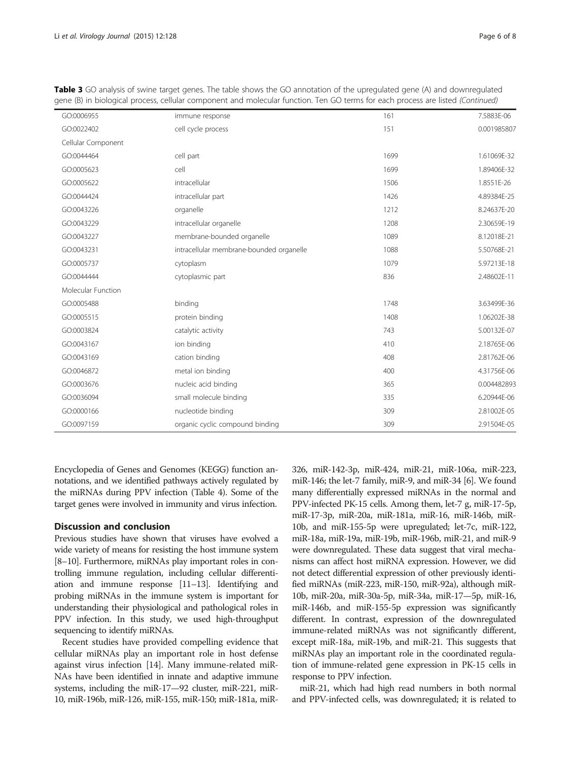**Table 3** GO analysis of swine target genes. The table shows the GO annotation of the upregulated gene (A) and downregulated gene (B) in biological process, cellular component and molecular function. Ten GO terms for each process are listed *(Continued)*

| | | | |
|---|---|---|---|
| GO:0006955 | immune response | 161 | 7.5883E-06 |
| GO:0022402 | cell cycle process | 151 | 0.001985807 |
| Cellular Component | | | |
| GO:0044464 | cell part | 1699 | 1.61069E-32 |
| GO:0005623 | cell | 1699 | 1.89406E-32 |
| GO:0005622 | intracellular | 1506 | 1.8551E-26 |
| GO:0044424 | intracellular part | 1426 | 4.89384E-25 |
| GO:0043226 | organelle | 1212 | 8.24637E-20 |
| GO:0043229 | intracellular organelle | 1208 | 2.30659E-19 |
| GO:0043227 | membrane-bounded organelle | 1089 | 8.12018E-21 |
| GO:0043231 | intracellular membrane-bounded organelle | 1088 | 5.50768E-21 |
| GO:0005737 | cytoplasm | 1079 | 5.97213E-18 |
| GO:0044444 | cytoplasmic part | 836 | 2.48602E-11 |
| Molecular Function | | | |
| GO:0005488 | binding | 1748 | 3.63499E-36 |
| GO:0005515 | protein binding | 1408 | 1.06202E-38 |
| GO:0003824 | catalytic activity | 743 | 5.00132E-07 |
| GO:0043167 | ion binding | 410 | 2.18765E-06 |
| GO:0043169 | cation binding | 408 | 2.81762E-06 |
| GO:0046872 | metal ion binding | 400 | 4.31756E-06 |
| GO:0003676 | nucleic acid binding | 365 | 0.004482893 |
| GO:0036094 | small molecule binding | 335 | 6.20944E-06 |
| GO:0000166 | nucleotide binding | 309 | 2.81002E-05 |
| GO:0097159 | organic cyclic compound binding | 309 | 2.91504E-05 |

Encyclopedia of Genes and Genomes (KEGG) function annotations, and we identified pathways actively regulated by the miRNAs during PPV infection (Table 4). Some of the target genes were involved in immunity and virus infection.

## Discussion and conclusion

Previous studies have shown that viruses have evolved a wide variety of means for resisting the host immune system [8–10]. Furthermore, miRNAs play important roles in controlling immune regulation, including cellular differentiation and immune response [11–13]. Identifying and probing miRNAs in the immune system is important for understanding their physiological and pathological roles in PPV infection. In this study, we used high-throughput sequencing to identify miRNAs.

Recent studies have provided compelling evidence that cellular miRNAs play an important role in host defense against virus infection [14]. Many immune-related miRNAs have been identified in innate and adaptive immune systems, including the miR-17—92 cluster, miR-221, miR-10, miR-196b, miR-126, miR-155, miR-150; miR-181a, miR-326, miR-142-3p, miR-424, miR-21, miR-106a, miR-223, miR-146; the let-7 family, miR-9, and miR-34 [6]. We found many differentially expressed miRNAs in the normal and PPV-infected PK-15 cells. Among them, let-7 g, miR-17-5p, miR-17-3p, miR-20a, miR-181a, miR-16, miR-146b, miR-10b, and miR-155-5p were upregulated; let-7c, miR-122, miR-18a, miR-19a, miR-19b, miR-196b, miR-21, and miR-9 were downregulated. These data suggest that viral mechanisms can affect host miRNA expression. However, we did not detect differential expression of other previously identified miRNAs (miR-223, miR-150, miR-92a), although miR-10b, miR-20a, miR-30a-5p, miR-34a, miR-17—5p, miR-16, miR-146b, and miR-155-5p expression was significantly different. In contrast, expression of the downregulated immune-related miRNAs was not significantly different, except miR-18a, miR-19b, and miR-21. This suggests that miRNAs play an important role in the coordinated regulation of immune-related gene expression in PK-15 cells in response to PPV infection.

miR-21, which had high read numbers in both normal and PPV-infected cells, was downregulated; it is related to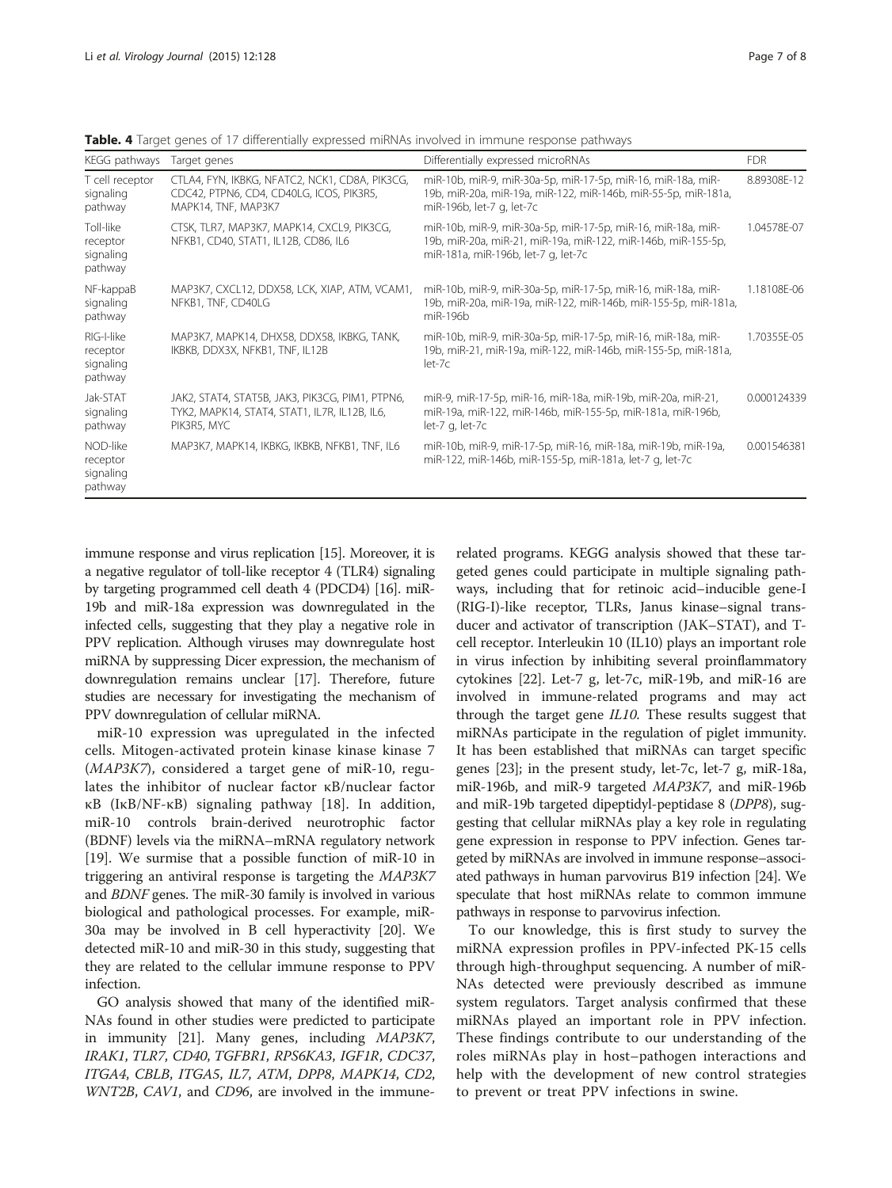**Table. 4** Target genes of 17 differentially expressed miRNAs involved in immune response pathways

| KEGG pathways | Target genes | Differentially expressed microRNAs | FDR |
|---|---|---|---|
| T cell receptor signaling pathway | CTLA4, FYN, IKBKG, NFATC2, NCK1, CD8A, PIK3CG, CDC42, PTPN6, CD4, CD40LG, ICOS, PIK3R5, MAPK14, TNF, MAP3K7 | miR-10b, miR-9, miR-30a-5p, miR-17-5p, miR-16, miR-18a, miR-19b, miR-20a, miR-19a, miR-122, miR-146b, miR-55-5p, miR-181a, miR-196b, let-7 g, let-7c | 8.89308E-12 |
| Toll-like receptor signaling pathway | CTSK, TLR7, MAP3K7, MAPK14, CXCL9, PIK3CG, NFKB1, CD40, STAT1, IL12B, CD86, IL6 | miR-10b, miR-9, miR-30a-5p, miR-17-5p, miR-16, miR-18a, miR-19b, miR-20a, miR-21, miR-19a, miR-122, miR-146b, miR-155-5p, miR-181a, miR-196b, let-7 g, let-7c | 1.04578E-07 |
| NF-kappaB signaling pathway | MAP3K7, CXCL12, DDX58, LCK, XIAP, ATM, VCAM1, NFKB1, TNF, CD40LG | miR-10b, miR-9, miR-30a-5p, miR-17-5p, miR-16, miR-18a, miR-19b, miR-20a, miR-19a, miR-122, miR-146b, miR-155-5p, miR-181a, miR-196b | 1.18108E-06 |
| RIG-I-like receptor signaling pathway | MAP3K7, MAPK14, DHX58, DDX58, IKBKG, TANK, IKBKB, DDX3X, NFKB1, TNF, IL12B | miR-10b, miR-9, miR-30a-5p, miR-17-5p, miR-16, miR-18a, miR-19b, miR-21, miR-19a, miR-122, miR-146b, miR-155-5p, miR-181a, let-7c | 1.70355E-05 |
| Jak-STAT signaling pathway | JAK2, STAT4, STAT5B, JAK3, PIK3CG, PIM1, PTPN6, TYK2, MAPK14, STAT4, STAT1, IL7R, IL12B, IL6, PIK3R5, MYC | miR-9, miR-17-5p, miR-16, miR-18a, miR-19b, miR-20a, miR-21, miR-19a, miR-122, miR-146b, miR-155-5p, miR-181a, miR-196b, let-7 g, let-7c | 0.000124339 |
| NOD-like receptor signaling pathway | MAP3K7, MAPK14, IKBKG, IKBKB, NFKB1, TNF, IL6 | miR-10b, miR-9, miR-17-5p, miR-16, miR-18a, miR-19b, miR-19a, miR-122, miR-146b, miR-155-5p, miR-181a, let-7 g, let-7c | 0.001546381 |

immune response and virus replication [15]. Moreover, it is a negative regulator of toll-like receptor 4 (TLR4) signaling by targeting programmed cell death 4 (PDCD4) [16]. miR-19b and miR-18a expression was downregulated in the infected cells, suggesting that they play a negative role in PPV replication. Although viruses may downregulate host miRNA by suppressing Dicer expression, the mechanism of downregulation remains unclear [17]. Therefore, future studies are necessary for investigating the mechanism of PPV downregulation of cellular miRNA.

miR-10 expression was upregulated in the infected cells. Mitogen-activated protein kinase kinase kinase 7 (*MAP3K7*), considered a target gene of miR-10, regulates the inhibitor of nuclear factor κB/nuclear factor κB (IκB/NF-κB) signaling pathway [18]. In addition, miR-10 controls brain-derived neurotrophic factor (BDNF) levels via the miRNA–mRNA regulatory network [19]. We surmise that a possible function of miR-10 in triggering an antiviral response is targeting the *MAP3K7* and *BDNF* genes. The miR-30 family is involved in various biological and pathological processes. For example, miR-30a may be involved in B cell hyperactivity [20]. We detected miR-10 and miR-30 in this study, suggesting that they are related to the cellular immune response to PPV infection.

GO analysis showed that many of the identified miRNAs found in other studies were predicted to participate in immunity [21]. Many genes, including *MAP3K7*, *IRAK1*, *TLR7*, *CD40*, *TGFBR1*, *RPS6KA3*, *IGF1R*, *CDC37*, *ITGA4*, *CBLB*, *ITGA5*, *IL7*, *ATM*, *DPP8*, *MAPK14*, *CD2*, *WNT2B*, *CAV1*, and *CD96*, are involved in the immune-related programs. KEGG analysis showed that these targeted genes could participate in multiple signaling pathways, including that for retinoic acid–inducible gene-I (RIG-I)-like receptor, TLRs, Janus kinase–signal transducer and activator of transcription (JAK–STAT), and T-cell receptor. Interleukin 10 (IL10) plays an important role in virus infection by inhibiting several proinflammatory cytokines [22]. Let-7 g, let-7c, miR-19b, and miR-16 are involved in immune-related programs and may act through the target gene *IL10*. These results suggest that miRNAs participate in the regulation of piglet immunity. It has been established that miRNAs can target specific genes [23]; in the present study, let-7c, let-7 g, miR-18a, miR-196b, and miR-9 targeted *MAP3K7*, and miR-196b and miR-19b targeted dipeptidyl-peptidase 8 (*DPP8*), suggesting that cellular miRNAs play a key role in regulating gene expression in response to PPV infection. Genes targeted by miRNAs are involved in immune response–associated pathways in human parvovirus B19 infection [24]. We speculate that host miRNAs relate to common immune pathways in response to parvovirus infection.

To our knowledge, this is first study to survey the miRNA expression profiles in PPV-infected PK-15 cells through high-throughput sequencing. A number of miRNAs detected were previously described as immune system regulators. Target analysis confirmed that these miRNAs played an important role in PPV infection. These findings contribute to our understanding of the roles miRNAs play in host–pathogen interactions and help with the development of new control strategies to prevent or treat PPV infections in swine.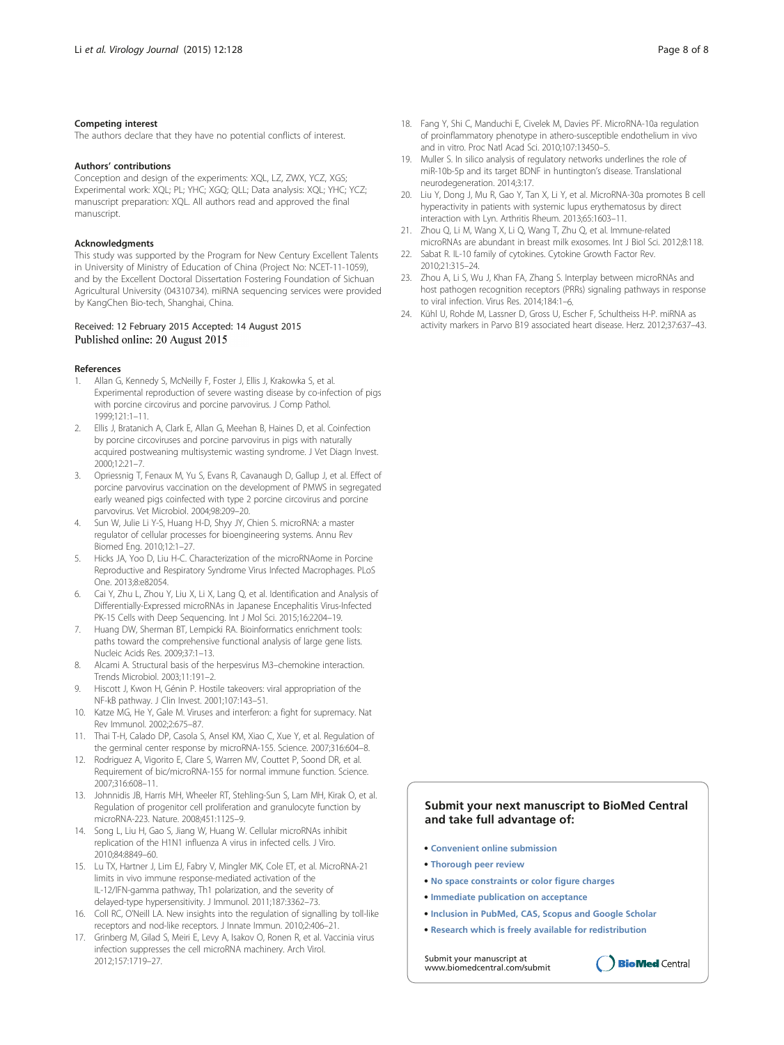### Competing interest

The authors declare that they have no potential conflicts of interest.

### Authors' contributions

Conception and design of the experiments: XQL, LZ, ZWX, YCZ, XGS; Experimental work: XQL; PL; YHC; XGQ; QLL; Data analysis: XQL; YHC; YCZ; manuscript preparation: XQL. All authors read and approved the final manuscript.

### Acknowledgments

This study was supported by the Program for New Century Excellent Talents in University of Ministry of Education of China (Project No: NCET-11-1059), and by the Excellent Doctoral Dissertation Fostering Foundation of Sichuan Agricultural University (04310734). miRNA sequencing services were provided by KangChen Bio-tech, Shanghai, China.

Received: 12 February 2015 Accepted: 14 August 2015
Published online: 20 August 2015

### References

1. Allan G, Kennedy S, McNeilly F, Foster J, Ellis J, Krakowka S, et al. Experimental reproduction of severe wasting disease by co-infection of pigs with porcine circovirus and porcine parvovirus. J Comp Pathol. 1999;121:1–11.
2. Ellis J, Bratanich A, Clark E, Allan G, Meehan B, Haines D, et al. Coinfection by porcine circoviruses and porcine parvovirus in pigs with naturally acquired postweaning multisystemic wasting syndrome. J Vet Diagn Invest. 2000;12:21–7.
3. Opriessnig T, Fenaux M, Yu S, Evans R, Cavanaugh D, Gallup J, et al. Effect of porcine parvovirus vaccination on the development of PMWS in segregated early weaned pigs coinfected with type 2 porcine circovirus and porcine parvovirus. Vet Microbiol. 2004;98:209–20.
4. Sun W, Julie Li Y-S, Huang H-D, Shyy JY, Chien S. microRNA: a master regulator of cellular processes for bioengineering systems. Annu Rev Biomed Eng. 2010;12:1–27.
5. Hicks JA, Yoo D, Liu H-C. Characterization of the microRNAome in Porcine Reproductive and Respiratory Syndrome Virus Infected Macrophages. PLoS One. 2013;8:e82054.
6. Cai Y, Zhu L, Zhou Y, Liu X, Li X, Lang Q, et al. Identification and Analysis of Differentially-Expressed microRNAs in Japanese Encephalitis Virus-Infected PK-15 Cells with Deep Sequencing. Int J Mol Sci. 2015;16:2204–19.
7. Huang DW, Sherman BT, Lempicki RA. Bioinformatics enrichment tools: paths toward the comprehensive functional analysis of large gene lists. Nucleic Acids Res. 2009;37:1–13.
8. Alcami A. Structural basis of the herpesvirus M3–chemokine interaction. Trends Microbiol. 2003;11:191–2.
9. Hiscott J, Kwon H, Génin P. Hostile takeovers: viral appropriation of the NF-kB pathway. J Clin Invest. 2001;107:143–51.
10. Katze MG, He Y, Gale M. Viruses and interferon: a fight for supremacy. Nat Rev Immunol. 2002;2:675–87.
11. Thai T-H, Calado DP, Casola S, Ansel KM, Xiao C, Xue Y, et al. Regulation of the germinal center response by microRNA-155. Science. 2007;316:604–8.
12. Rodriguez A, Vigorito E, Clare S, Warren MV, Couttet P, Soond DR, et al. Requirement of bic/microRNA-155 for normal immune function. Science. 2007;316:608–11.
13. Johnnidis JB, Harris MH, Wheeler RT, Stehling-Sun S, Lam MH, Kirak O, et al. Regulation of progenitor cell proliferation and granulocyte function by microRNA-223. Nature. 2008;451:1125–9.
14. Song L, Liu H, Gao S, Jiang W, Huang W. Cellular microRNAs inhibit replication of the H1N1 influenza A virus in infected cells. J Viro. 2010;84:8849–60.
15. Lu TX, Hartner J, Lim EJ, Fabry V, Mingler MK, Cole ET, et al. MicroRNA-21 limits in vivo immune response-mediated activation of the IL-12/IFN-gamma pathway, Th1 polarization, and the severity of delayed-type hypersensitivity. J Immunol. 2011;187:3362–73.
16. Coll RC, O'Neill LA. New insights into the regulation of signalling by toll-like receptors and nod-like receptors. J Innate Immun. 2010;2:406–21.
17. Grinberg M, Gilad S, Meiri E, Levy A, Isakov O, Ronen R, et al. Vaccinia virus infection suppresses the cell microRNA machinery. Arch Virol. 2012;157:1719–27.
18. Fang Y, Shi C, Manduchi E, Civelek M, Davies PF. MicroRNA-10a regulation of proinflammatory phenotype in athero-susceptible endothelium in vivo and in vitro. Proc Natl Acad Sci. 2010;107:13450–5.
19. Muller S. In silico analysis of regulatory networks underlines the role of miR-10b-5p and its target BDNF in huntington's disease. Translational neurodegeneration. 2014;3:17.
20. Liu Y, Dong J, Mu R, Gao Y, Tan X, Li Y, et al. MicroRNA-30a promotes B cell hyperactivity in patients with systemic lupus erythematosus by direct interaction with Lyn. Arthritis Rheum. 2013;65:1603–11.
21. Zhou Q, Li M, Wang X, Li Q, Wang T, Zhu Q, et al. Immune-related microRNAs are abundant in breast milk exosomes. Int J Biol Sci. 2012;8:118.
22. Sabat R. IL-10 family of cytokines. Cytokine Growth Factor Rev. 2010;21:315–24.
23. Zhou A, Li S, Wu J, Khan FA, Zhang S. Interplay between microRNAs and host pathogen recognition receptors (PRRs) signaling pathways in response to viral infection. Virus Res. 2014;184:1–6.
24. Kühl U, Rohde M, Lassner D, Gross U, Escher F, Schultheiss H-P. miRNA as activity markers in Parvo B19 associated heart disease. Herz. 2012;37:637–43.

**Submit your next manuscript to BioMed Central and take full advantage of:**

- Convenient online submission
- Thorough peer review
- No space constraints or color figure charges
- Immediate publication on acceptance
- Inclusion in PubMed, CAS, Scopus and Google Scholar
- Research which is freely available for redistribution

Submit your manuscript at
www.biomedcentral.com/submit

BioMed Central